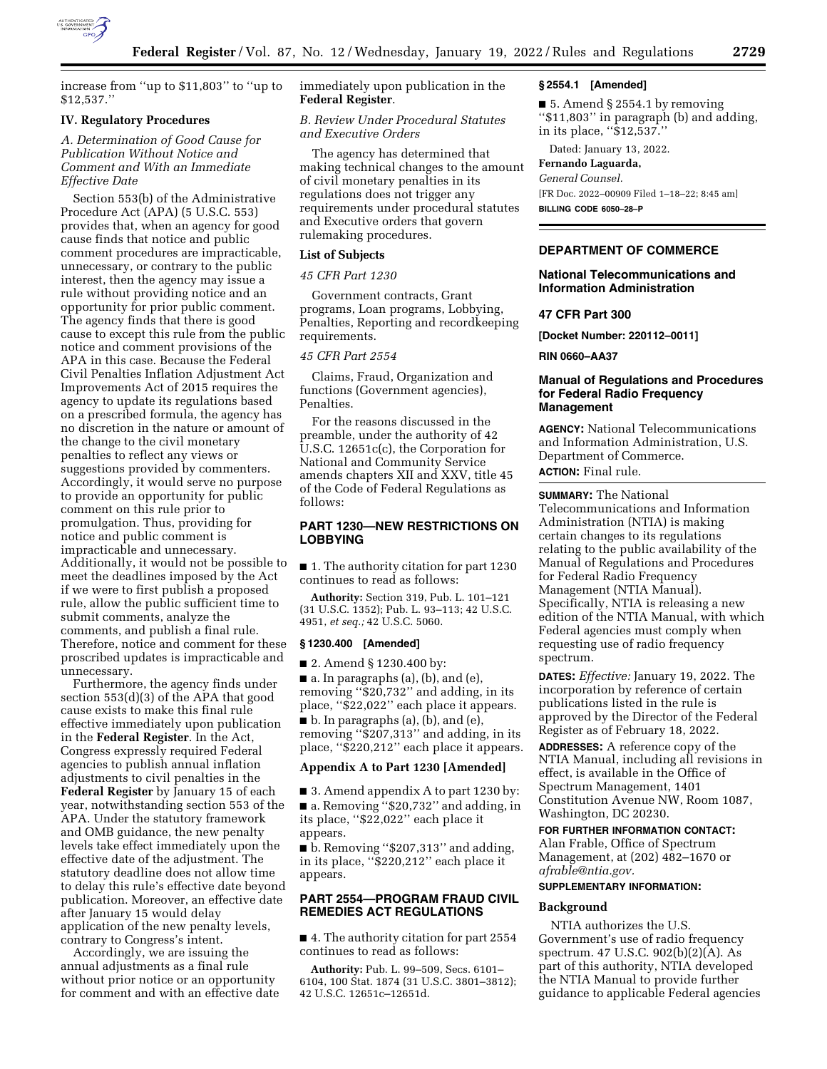increase from ''up to $11,803'' to ''up to $12,537.''

### IV. Regulatory Procedures

*A. Determination of Good Cause for Publication Without Notice and Comment and With an Immediate Effective Date*

Section 553(b) of the Administrative Procedure Act (APA) (5 U.S.C. 553) provides that, when an agency for good cause finds that notice and public comment procedures are impracticable, unnecessary, or contrary to the public interest, then the agency may issue a rule without providing notice and an opportunity for prior public comment. The agency finds that there is good cause to except this rule from the public notice and comment provisions of the APA in this case. Because the Federal Civil Penalties Inflation Adjustment Act Improvements Act of 2015 requires the agency to update its regulations based on a prescribed formula, the agency has no discretion in the nature or amount of the change to the civil monetary penalties to reflect any views or suggestions provided by commenters. Accordingly, it would serve no purpose to provide an opportunity for public comment on this rule prior to promulgation. Thus, providing for notice and public comment is impracticable and unnecessary. Additionally, it would not be possible to meet the deadlines imposed by the Act if we were to first publish a proposed rule, allow the public sufficient time to submit comments, analyze the comments, and publish a final rule. Therefore, notice and comment for these proscribed updates is impracticable and unnecessary.

Furthermore, the agency finds under section 553(d)(3) of the APA that good cause exists to make this final rule effective immediately upon publication in the **Federal Register**. In the Act, Congress expressly required Federal agencies to publish annual inflation adjustments to civil penalties in the **Federal Register** by January 15 of each year, notwithstanding section 553 of the APA. Under the statutory framework and OMB guidance, the new penalty levels take effect immediately upon the effective date of the adjustment. The statutory deadline does not allow time to delay this rule's effective date beyond publication. Moreover, an effective date after January 15 would delay application of the new penalty levels, contrary to Congress's intent.

Accordingly, we are issuing the annual adjustments as a final rule without prior notice or an opportunity for comment and with an effective date immediately upon publication in the **Federal Register**.

*B. Review Under Procedural Statutes and Executive Orders*

The agency has determined that making technical changes to the amount of civil monetary penalties in its regulations does not trigger any requirements under procedural statutes and Executive orders that govern rulemaking procedures.

### List of Subjects

*45 CFR Part 1230*

Government contracts, Grant programs, Loan programs, Lobbying, Penalties, Reporting and recordkeeping requirements.

*45 CFR Part 2554*

Claims, Fraud, Organization and functions (Government agencies), Penalties.

For the reasons discussed in the preamble, under the authority of 42 U.S.C. 12651c(c), the Corporation for National and Community Service amends chapters XII and XXV, title 45 of the Code of Federal Regulations as follows:

## PART 1230—NEW RESTRICTIONS ON LOBBYING

■ 1. The authority citation for part 1230 continues to read as follows:

**Authority:** Section 319, Pub. L. 101–121 (31 U.S.C. 1352); Pub. L. 93–113; 42 U.S.C. 4951, *et seq.;* 42 U.S.C. 5060.

### § 1230.400 [Amended]

■ 2. Amend § 1230.400 by:

■ a. In paragraphs (a), (b), and (e), removing ''$20,732'' and adding, in its place, ''$22,022'' each place it appears.

■ b. In paragraphs (a), (b), and (e), removing ''$207,313'' and adding, in its place, ''$220,212'' each place it appears.

### Appendix A to Part 1230 [Amended]

■ 3. Amend appendix A to part 1230 by:

■ a. Removing ''$20,732'' and adding, in its place, ''$22,022'' each place it appears.

■ b. Removing ''$207,313'' and adding, in its place, ''$220,212'' each place it appears.

## PART 2554—PROGRAM FRAUD CIVIL REMEDIES ACT REGULATIONS

■ 4. The authority citation for part 2554 continues to read as follows:

**Authority:** Pub. L. 99–509, Secs. 6101–6104, 100 Stat. 1874 (31 U.S.C. 3801–3812); 42 U.S.C. 12651c–12651d.

### § 2554.1 [Amended]

■ 5. Amend § 2554.1 by removing ''$11,803'' in paragraph (b) and adding, in its place, ''$12,537.''

Dated: January 13, 2022.

**Fernando Laguarda,**

*General Counsel.*

[FR Doc. 2022–00909 Filed 1–18–22; 8:45 am]

**BILLING CODE 6050–28–P**

---

## DEPARTMENT OF COMMERCE

## National Telecommunications and Information Administration

## 47 CFR Part 300

**[Docket Number: 220112–0011]**

**RIN 0660–AA37**

## Manual of Regulations and Procedures for Federal Radio Frequency Management

**AGENCY:** National Telecommunications and Information Administration, U.S. Department of Commerce.

**ACTION:** Final rule.

**SUMMARY:** The National Telecommunications and Information Administration (NTIA) is making certain changes to its regulations relating to the public availability of the Manual of Regulations and Procedures for Federal Radio Frequency Management (NTIA Manual). Specifically, NTIA is releasing a new edition of the NTIA Manual, with which Federal agencies must comply when requesting use of radio frequency spectrum.

**DATES:** *Effective:* January 19, 2022. The incorporation by reference of certain publications listed in the rule is approved by the Director of the Federal Register as of February 18, 2022.

**ADDRESSES:** A reference copy of the NTIA Manual, including all revisions in effect, is available in the Office of Spectrum Management, 1401 Constitution Avenue NW, Room 1087, Washington, DC 20230.

**FOR FURTHER INFORMATION CONTACT:** Alan Frable, Office of Spectrum Management, at (202) 482–1670 or *afrable@ntia.gov.*

**SUPPLEMENTARY INFORMATION:**

### Background

NTIA authorizes the U.S. Government's use of radio frequency spectrum. 47 U.S.C. 902(b)(2)(A). As part of this authority, NTIA developed the NTIA Manual to provide further guidance to applicable Federal agencies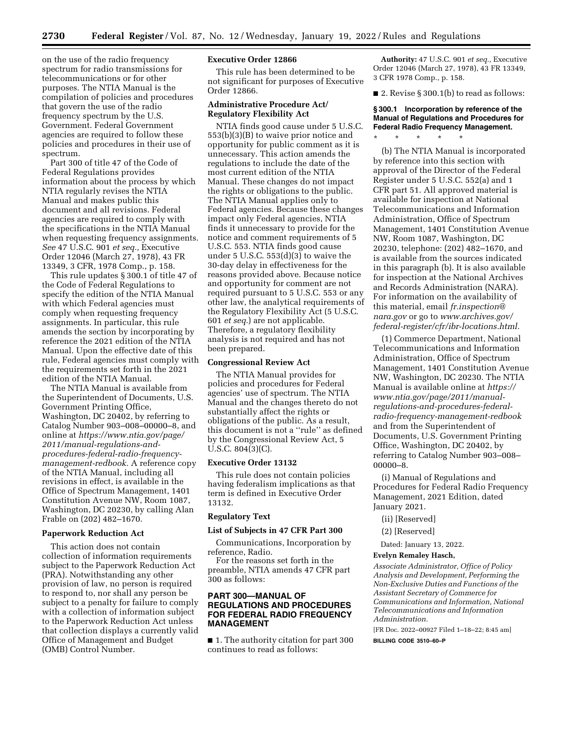on the use of the radio frequency spectrum for radio transmissions for telecommunications or for other purposes. The NTIA Manual is the compilation of policies and procedures that govern the use of the radio frequency spectrum by the U.S. Government. Federal Government agencies are required to follow these policies and procedures in their use of spectrum.

Part 300 of title 47 of the Code of Federal Regulations provides information about the process by which NTIA regularly revises the NTIA Manual and makes public this document and all revisions. Federal agencies are required to comply with the specifications in the NTIA Manual when requesting frequency assignments. *See* 47 U.S.C. 901 *et seq.,* Executive Order 12046 (March 27, 1978), 43 FR 13349, 3 CFR, 1978 Comp., p. 158.

This rule updates § 300.1 of title 47 of the Code of Federal Regulations to specify the edition of the NTIA Manual with which Federal agencies must comply when requesting frequency assignments. In particular, this rule amends the section by incorporating by reference the 2021 edition of the NTIA Manual. Upon the effective date of this rule, Federal agencies must comply with the requirements set forth in the 2021 edition of the NTIA Manual.

The NTIA Manual is available from the Superintendent of Documents, U.S. Government Printing Office, Washington, DC 20402, by referring to Catalog Number 903–008–00000–8, and online at *https://www.ntia.gov/page/2011/manual-regulations-and-procedures-federal-radio-frequency-management-redbook.* A reference copy of the NTIA Manual, including all revisions in effect, is available in the Office of Spectrum Management, 1401 Constitution Avenue NW, Room 1087, Washington, DC 20230, by calling Alan Frable on (202) 482–1670.

**Paperwork Reduction Act**

This action does not contain collection of information requirements subject to the Paperwork Reduction Act (PRA). Notwithstanding any other provision of law, no person is required to respond to, nor shall any person be subject to a penalty for failure to comply with a collection of information subject to the Paperwork Reduction Act unless that collection displays a currently valid Office of Management and Budget (OMB) Control Number.

**Executive Order 12866**

This rule has been determined to be not significant for purposes of Executive Order 12866.

**Administrative Procedure Act/Regulatory Flexibility Act**

NTIA finds good cause under 5 U.S.C. 553(b)(3)(B) to waive prior notice and opportunity for public comment as it is unnecessary. This action amends the regulations to include the date of the most current edition of the NTIA Manual. These changes do not impact the rights or obligations to the public. The NTIA Manual applies only to Federal agencies. Because these changes impact only Federal agencies, NTIA finds it unnecessary to provide for the notice and comment requirements of 5 U.S.C. 553. NTIA finds good cause under 5 U.S.C. 553(d)(3) to waive the 30-day delay in effectiveness for the reasons provided above. Because notice and opportunity for comment are not required pursuant to 5 U.S.C. 553 or any other law, the analytical requirements of the Regulatory Flexibility Act (5 U.S.C. 601 *et seq.*) are not applicable. Therefore, a regulatory flexibility analysis is not required and has not been prepared.

**Congressional Review Act**

The NTIA Manual provides for policies and procedures for Federal agencies' use of spectrum. The NTIA Manual and the changes thereto do not substantially affect the rights or obligations of the public. As a result, this document is not a "rule" as defined by the Congressional Review Act, 5 U.S.C. 804(3)(C).

**Executive Order 13132**

This rule does not contain policies having federalism implications as that term is defined in Executive Order 13132.

**Regulatory Text**

**List of Subjects in 47 CFR Part 300**

Communications, Incorporation by reference, Radio.

For the reasons set forth in the preamble, NTIA amends 47 CFR part 300 as follows:

## PART 300—MANUAL OF REGULATIONS AND PROCEDURES FOR FEDERAL RADIO FREQUENCY MANAGEMENT

■ 1. The authority citation for part 300 continues to read as follows:

**Authority:** 47 U.S.C. 901 *et seq.,* Executive Order 12046 (March 27, 1978), 43 FR 13349, 3 CFR 1978 Comp., p. 158.

■ 2. Revise § 300.1(b) to read as follows:

**§ 300.1 Incorporation by reference of the Manual of Regulations and Procedures for Federal Radio Frequency Management.**

\* \* \* \* \*

(b) The NTIA Manual is incorporated by reference into this section with approval of the Director of the Federal Register under 5 U.S.C. 552(a) and 1 CFR part 51. All approved material is available for inspection at National Telecommunications and Information Administration, Office of Spectrum Management, 1401 Constitution Avenue NW, Room 1087, Washington, DC 20230, telephone: (202) 482–1670, and is available from the sources indicated in this paragraph (b). It is also available for inspection at the National Archives and Records Administration (NARA). For information on the availability of this material, email *fr.inspection@nara.gov* or go to *www.archives.gov/federal-register/cfr/ibr-locations.html.*

(1) Commerce Department, National Telecommunications and Information Administration, Office of Spectrum Management, 1401 Constitution Avenue NW, Washington, DC 20230. The NTIA Manual is available online at *https://www.ntia.gov/page/2011/manual-regulations-and-procedures-federal-radio-frequency-management-redbook* and from the Superintendent of Documents, U.S. Government Printing Office, Washington, DC 20402, by referring to Catalog Number 903–008–00000–8.

(i) Manual of Regulations and Procedures for Federal Radio Frequency Management, 2021 Edition, dated January 2021.

(ii) [Reserved]

(2) [Reserved]

Dated: January 13, 2022.

**Evelyn Remaley Hasch,**

*Associate Administrator, Office of Policy Analysis and Development, Performing the Non-Exclusive Duties and Functions of the Assistant Secretary of Commerce for Communications and Information, National Telecommunications and Information Administration.*

[FR Doc. 2022–00927 Filed 1–18–22; 8:45 am]

**BILLING CODE 3510–60–P**